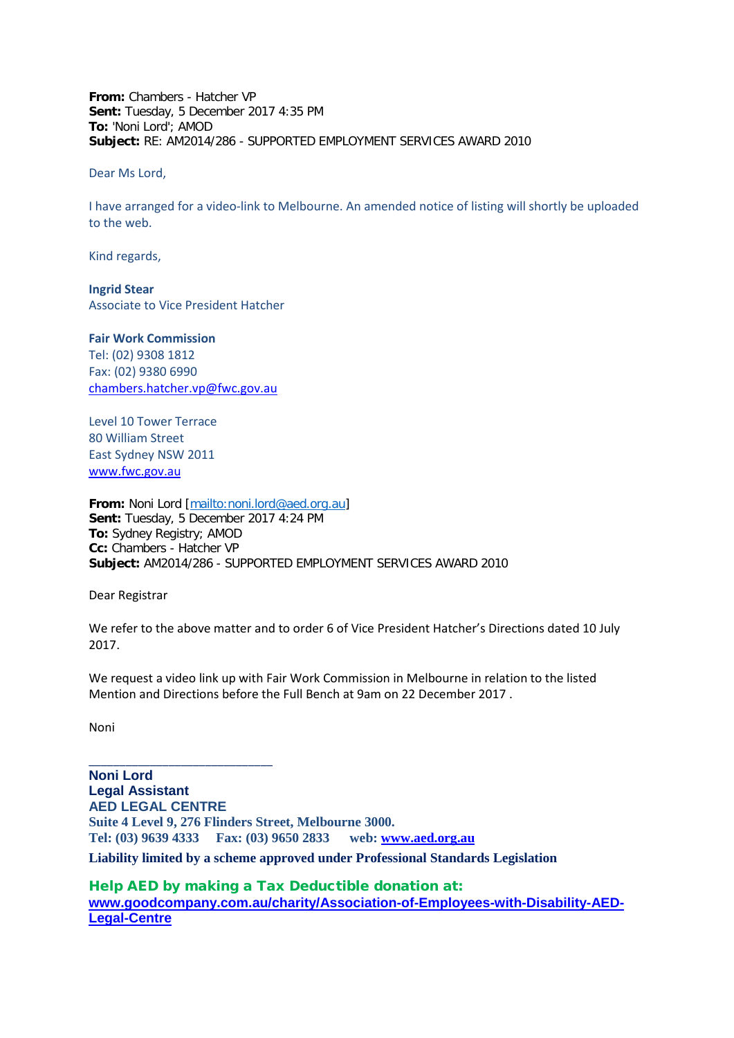**From:** Chambers - Hatcher VP
**Sent:** Tuesday, 5 December 2017 4:35 PM
**To:** 'Noni Lord'; AMOD
**Subject:** RE: AM2014/286 - SUPPORTED EMPLOYMENT SERVICES AWARD 2010

Dear Ms Lord,

I have arranged for a video-link to Melbourne. An amended notice of listing will shortly be uploaded to the web.

Kind regards,

**Ingrid Stear**
Associate to Vice President Hatcher

**Fair Work Commission**
Tel: (02) 9308 1812
Fax: (02) 9380 6990
chambers.hatcher.vp@fwc.gov.au

Level 10 Tower Terrace
80 William Street
East Sydney NSW 2011
www.fwc.gov.au

**From:** Noni Lord [mailto:noni.lord@aed.org.au]
**Sent:** Tuesday, 5 December 2017 4:24 PM
**To:** Sydney Registry; AMOD
**Cc:** Chambers - Hatcher VP
**Subject:** AM2014/286 - SUPPORTED EMPLOYMENT SERVICES AWARD 2010

Dear Registrar

We refer to the above matter and to order 6 of Vice President Hatcher's Directions dated 10 July 2017.

We request a video link up with Fair Work Commission in Melbourne in relation to the listed Mention and Directions before the Full Bench at 9am on 22 December 2017 .

Noni

---

**Noni Lord**
**Legal Assistant**
**AED LEGAL CENTRE**
**Suite 4 Level 9, 276 Flinders Street, Melbourne 3000.**
**Tel: (03) 9639 4333 Fax: (03) 9650 2833 web: www.aed.org.au**
**Liability limited by a scheme approved under Professional Standards Legislation**

**Help AED by making a Tax Deductible donation at:**
**www.goodcompany.com.au/charity/Association-of-Employees-with-Disability-AED-Legal-Centre**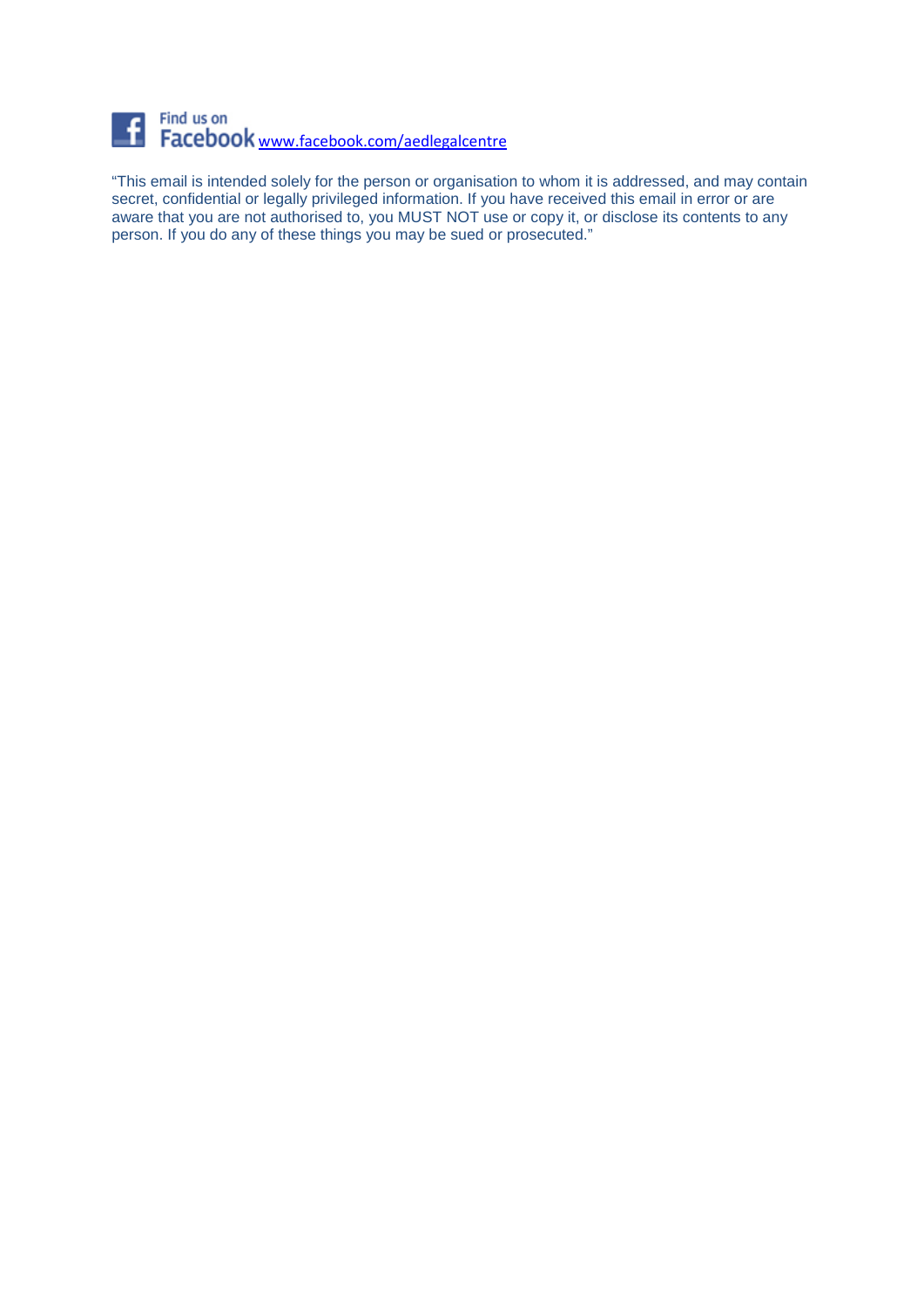Find us on Facebook [www.facebook.com/aedlegalcentre](http://www.facebook.com/aedlegalcentre)

"This email is intended solely for the person or organisation to whom it is addressed, and may contain secret, confidential or legally privileged information. If you have received this email in error or are aware that you are not authorised to, you MUST NOT use or copy it, or disclose its contents to any person. If you do any of these things you may be sued or prosecuted."